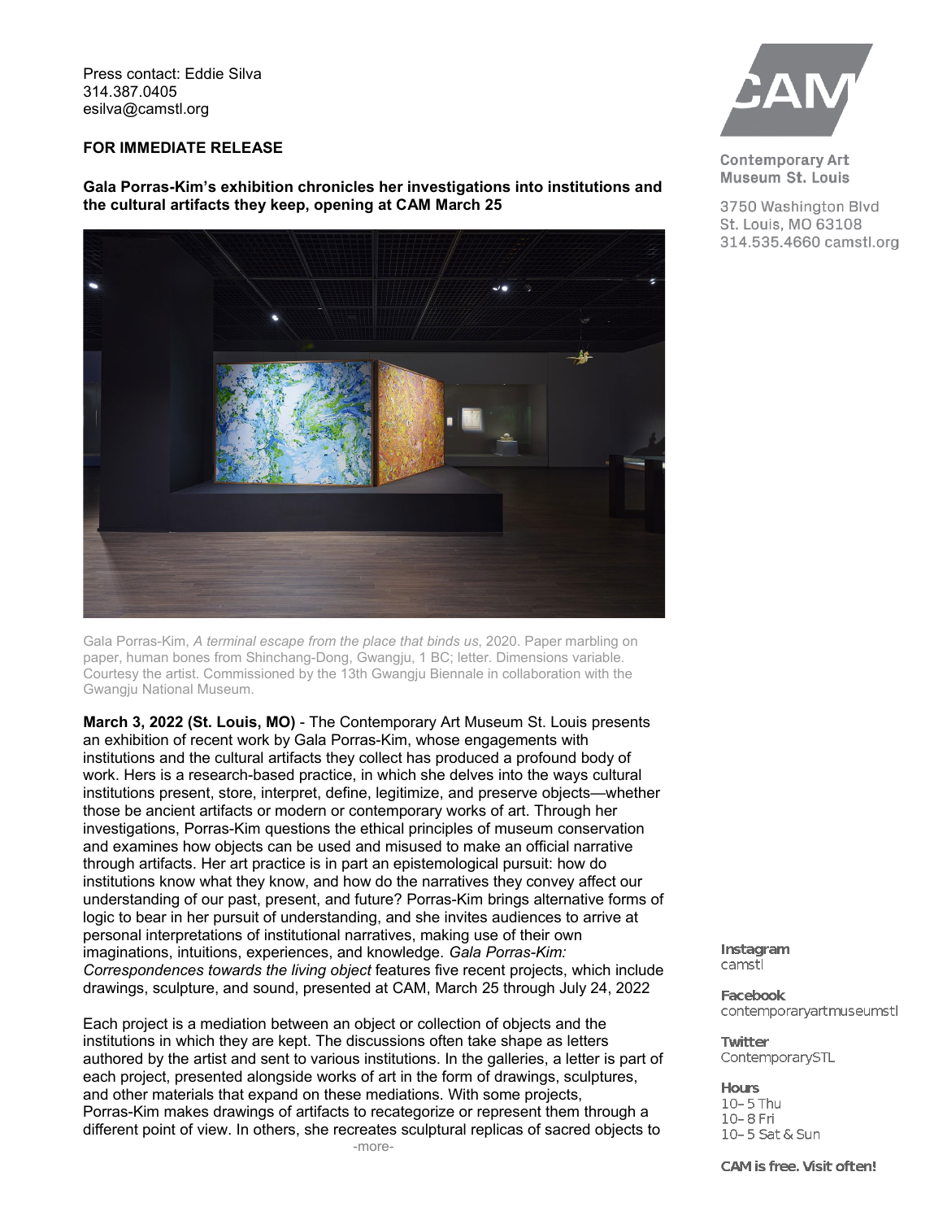Press contact: Eddie Silva
314.387.0405
esilva@camstl.org

**FOR IMMEDIATE RELEASE**

**Gala Porras-Kim's exhibition chronicles her investigations into institutions and the cultural artifacts they keep, opening at CAM March 25**

Gala Porras-Kim, *A terminal escape from the place that binds us*, 2020. Paper marbling on paper, human bones from Shinchang-Dong, Gwangju, 1 BC; letter. Dimensions variable. Courtesy the artist. Commissioned by the 13th Gwangju Biennale in collaboration with the Gwangju National Museum.

**March 3, 2022 (St. Louis, MO)** - The Contemporary Art Museum St. Louis presents an exhibition of recent work by Gala Porras-Kim, whose engagements with institutions and the cultural artifacts they collect has produced a profound body of work. Hers is a research-based practice, in which she delves into the ways cultural institutions present, store, interpret, define, legitimize, and preserve objects—whether those be ancient artifacts or modern or contemporary works of art. Through her investigations, Porras-Kim questions the ethical principles of museum conservation and examines how objects can be used and misused to make an official narrative through artifacts. Her art practice is in part an epistemological pursuit: how do institutions know what they know, and how do the narratives they convey affect our understanding of our past, present, and future? Porras-Kim brings alternative forms of logic to bear in her pursuit of understanding, and she invites audiences to arrive at personal interpretations of institutional narratives, making use of their own imaginations, intuitions, experiences, and knowledge. *Gala Porras-Kim: Correspondences towards the living object* features five recent projects, which include drawings, sculpture, and sound, presented at CAM, March 25 through July 24, 2022

Each project is a mediation between an object or collection of objects and the institutions in which they are kept. The discussions often take shape as letters authored by the artist and sent to various institutions. In the galleries, a letter is part of each project, presented alongside works of art in the form of drawings, sculptures, and other materials that expand on these mediations. With some projects, Porras-Kim makes drawings of artifacts to recategorize or represent them through a different point of view. In others, she recreates sculptural replicas of sacred objects to

-more-

Contemporary Art Museum St. Louis
3750 Washington Blvd
St. Louis, MO 63108
314.535.4660 camstl.org

**Instagram**
camstl

**Facebook**
contemporaryartmuseumstl

**Twitter**
ContemporarySTL

**Hours**
10–5 Thu
10–8 Fri
10–5 Sat & Sun

**CAM is free. Visit often!**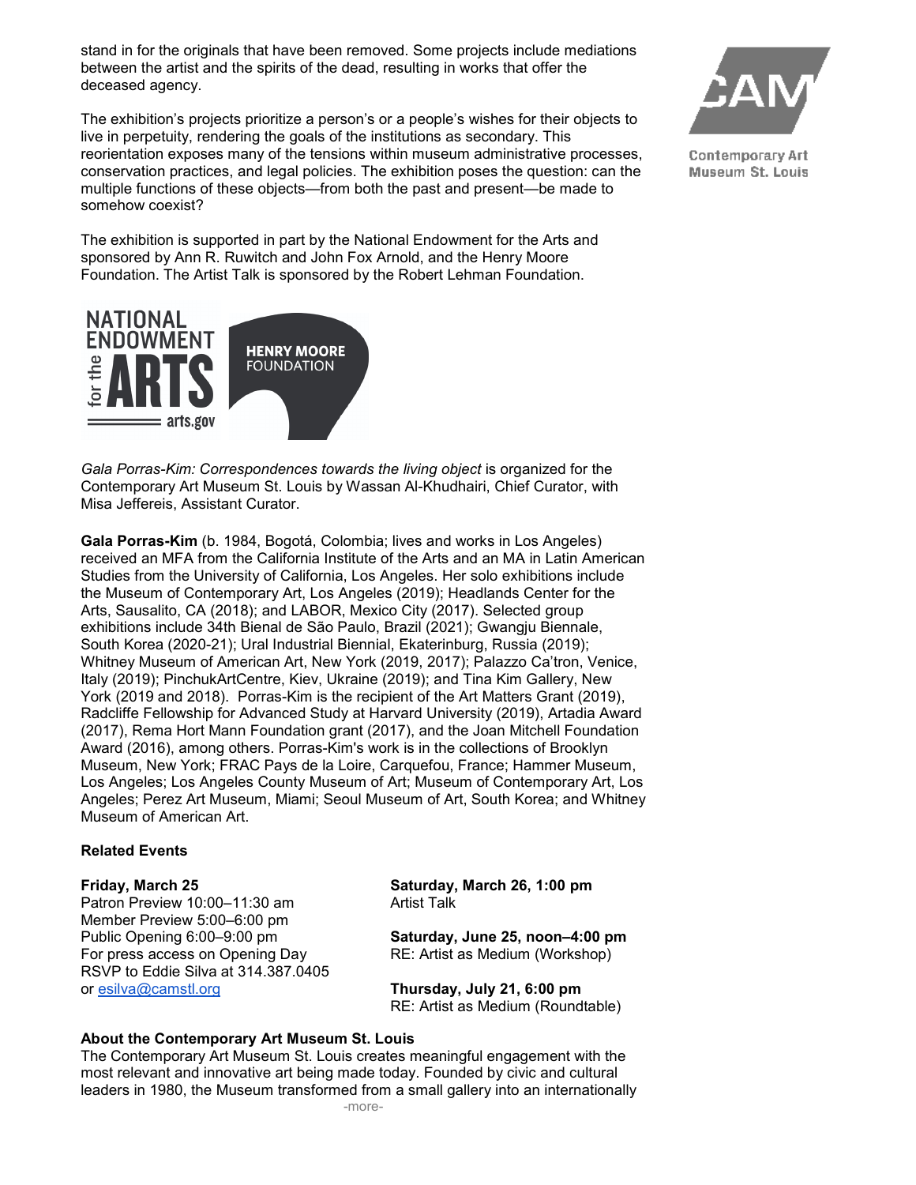stand in for the originals that have been removed. Some projects include mediations between the artist and the spirits of the dead, resulting in works that offer the deceased agency.

The exhibition's projects prioritize a person's or a people's wishes for their objects to live in perpetuity, rendering the goals of the institutions as secondary. This reorientation exposes many of the tensions within museum administrative processes, conservation practices, and legal policies. The exhibition poses the question: can the multiple functions of these objects—from both the past and present—be made to somehow coexist?

The exhibition is supported in part by the National Endowment for the Arts and sponsored by Ann R. Ruwitch and John Fox Arnold, and the Henry Moore Foundation. The Artist Talk is sponsored by the Robert Lehman Foundation.

*Gala Porras-Kim: Correspondences towards the living object* is organized for the Contemporary Art Museum St. Louis by Wassan Al-Khudhairi, Chief Curator, with Misa Jeffereis, Assistant Curator.

**Gala Porras-Kim** (b. 1984, Bogotá, Colombia; lives and works in Los Angeles) received an MFA from the California Institute of the Arts and an MA in Latin American Studies from the University of California, Los Angeles. Her solo exhibitions include the Museum of Contemporary Art, Los Angeles (2019); Headlands Center for the Arts, Sausalito, CA (2018); and LABOR, Mexico City (2017). Selected group exhibitions include 34th Bienal de São Paulo, Brazil (2021); Gwangju Biennale, South Korea (2020-21); Ural Industrial Biennial, Ekaterinburg, Russia (2019); Whitney Museum of American Art, New York (2019, 2017); Palazzo Ca'tron, Venice, Italy (2019); PinchukArtCentre, Kiev, Ukraine (2019); and Tina Kim Gallery, New York (2019 and 2018). Porras-Kim is the recipient of the Art Matters Grant (2019), Radcliffe Fellowship for Advanced Study at Harvard University (2019), Artadia Award (2017), Rema Hort Mann Foundation grant (2017), and the Joan Mitchell Foundation Award (2016), among others. Porras-Kim's work is in the collections of Brooklyn Museum, New York; FRAC Pays de la Loire, Carquefou, France; Hammer Museum, Los Angeles; Los Angeles County Museum of Art; Museum of Contemporary Art, Los Angeles; Perez Art Museum, Miami; Seoul Museum of Art, South Korea; and Whitney Museum of American Art.

**Related Events**

**Friday, March 25**
Patron Preview 10:00–11:30 am
Member Preview 5:00–6:00 pm
Public Opening 6:00–9:00 pm
For press access on Opening Day
RSVP to Eddie Silva at 314.387.0405
or esilva@camstl.org

**Saturday, March 26, 1:00 pm**
Artist Talk

**Saturday, June 25, noon–4:00 pm**
RE: Artist as Medium (Workshop)

**Thursday, July 21, 6:00 pm**
RE: Artist as Medium (Roundtable)

**About the Contemporary Art Museum St. Louis**
The Contemporary Art Museum St. Louis creates meaningful engagement with the most relevant and innovative art being made today. Founded by civic and cultural leaders in 1980, the Museum transformed from a small gallery into an internationally

-more-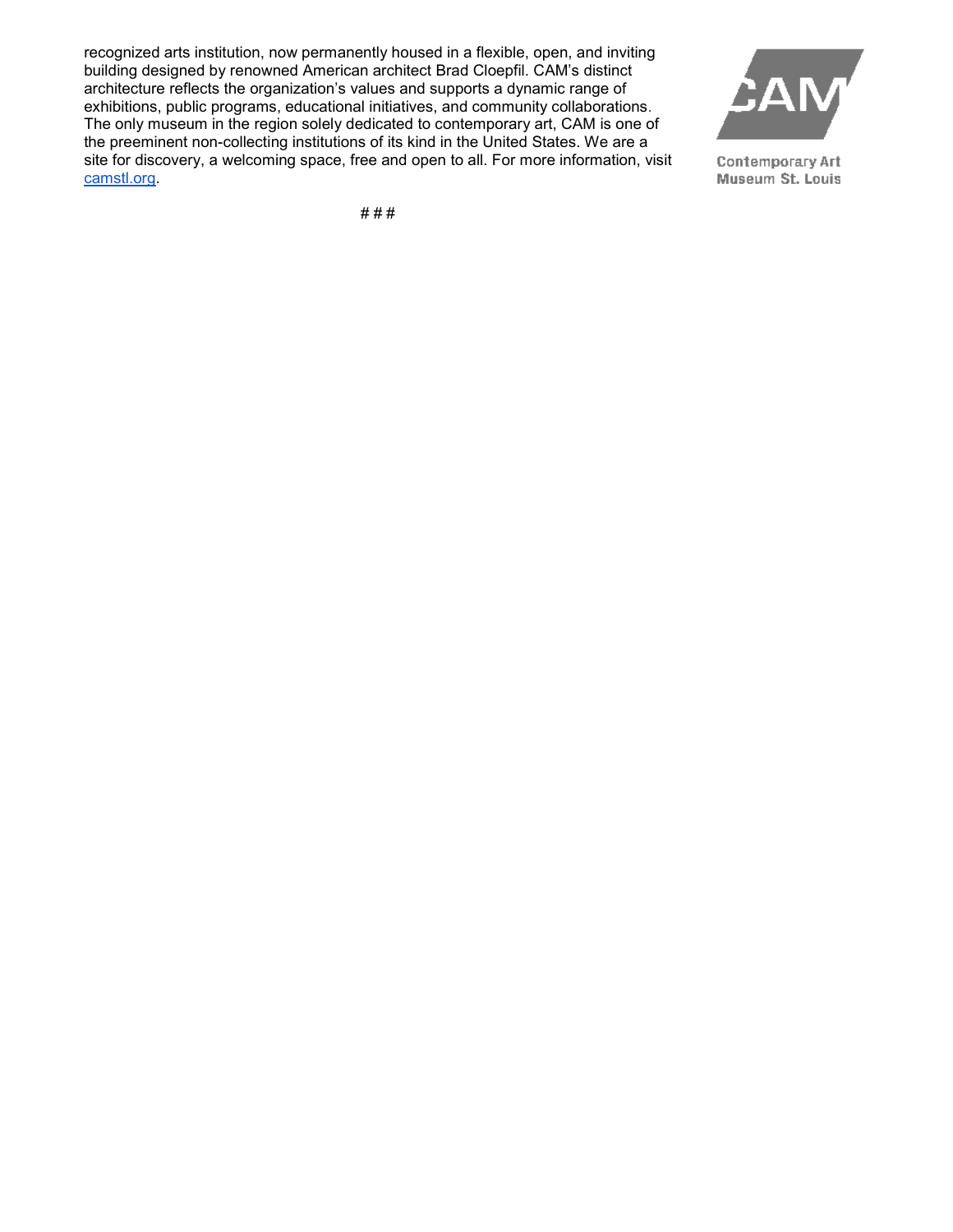recognized arts institution, now permanently housed in a flexible, open, and inviting building designed by renowned American architect Brad Cloepfil. CAM's distinct architecture reflects the organization's values and supports a dynamic range of exhibitions, public programs, educational initiatives, and community collaborations. The only museum in the region solely dedicated to contemporary art, CAM is one of the preeminent non-collecting institutions of its kind in the United States. We are a site for discovery, a welcoming space, free and open to all. For more information, visit camstl.org.

CAM
Contemporary Art Museum St. Louis

# # #